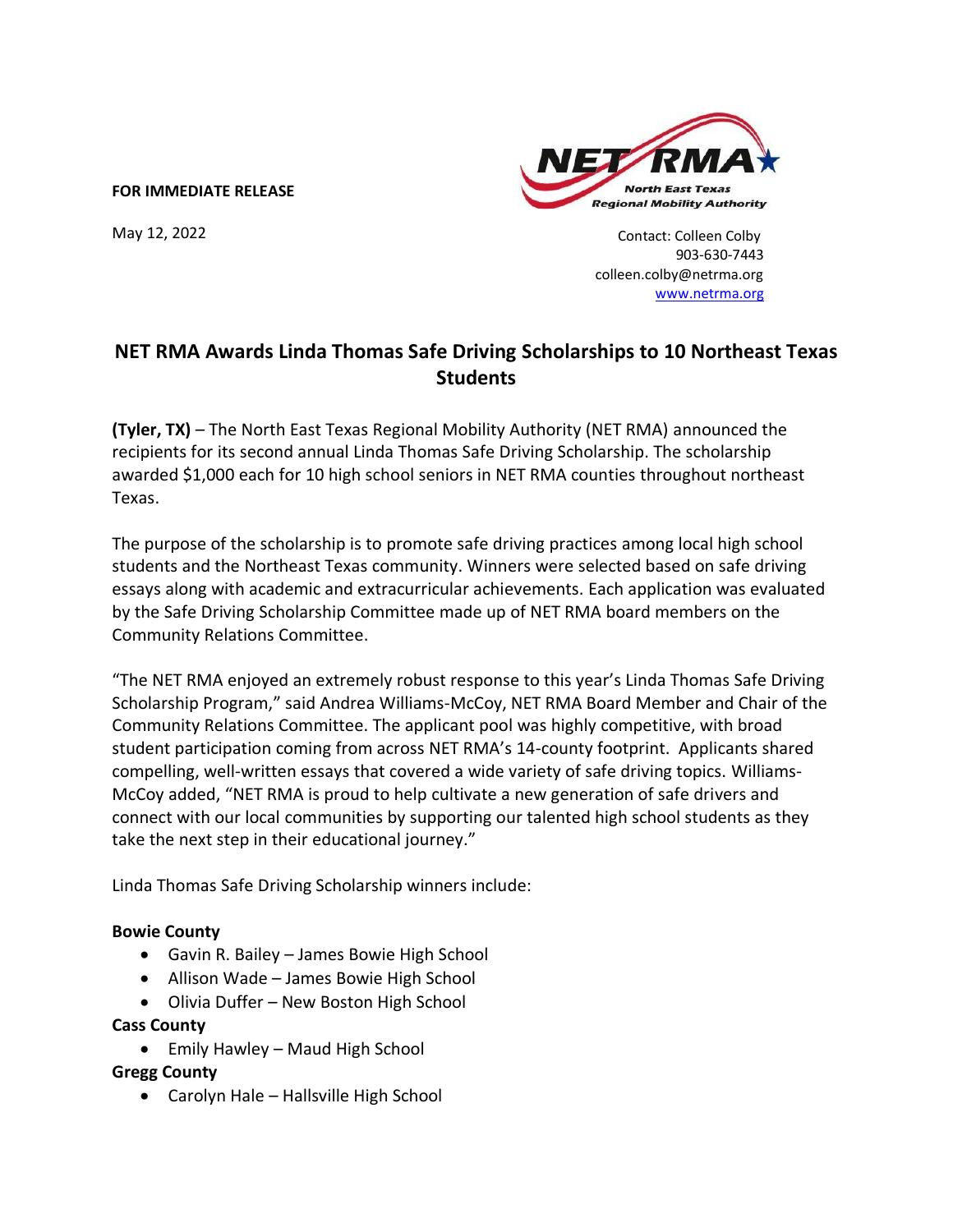**FOR IMMEDIATE RELEASE**

May 12, 2022

NET RMA
North East Texas Regional Mobility Authority

Contact: Colleen Colby
903-630-7443
colleen.colby@netrma.org
www.netrma.org

# NET RMA Awards Linda Thomas Safe Driving Scholarships to 10 Northeast Texas Students

**(Tyler, TX)** – The North East Texas Regional Mobility Authority (NET RMA) announced the recipients for its second annual Linda Thomas Safe Driving Scholarship. The scholarship awarded $1,000 each for 10 high school seniors in NET RMA counties throughout northeast Texas.

The purpose of the scholarship is to promote safe driving practices among local high school students and the Northeast Texas community. Winners were selected based on safe driving essays along with academic and extracurricular achievements. Each application was evaluated by the Safe Driving Scholarship Committee made up of NET RMA board members on the Community Relations Committee.

"The NET RMA enjoyed an extremely robust response to this year's Linda Thomas Safe Driving Scholarship Program," said Andrea Williams-McCoy, NET RMA Board Member and Chair of the Community Relations Committee. The applicant pool was highly competitive, with broad student participation coming from across NET RMA's 14-county footprint. Applicants shared compelling, well-written essays that covered a wide variety of safe driving topics. Williams-McCoy added, "NET RMA is proud to help cultivate a new generation of safe drivers and connect with our local communities by supporting our talented high school students as they take the next step in their educational journey."

Linda Thomas Safe Driving Scholarship winners include:

**Bowie County**

- Gavin R. Bailey – James Bowie High School
- Allison Wade – James Bowie High School
- Olivia Duffer – New Boston High School

**Cass County**

- Emily Hawley – Maud High School

**Gregg County**

- Carolyn Hale – Hallsville High School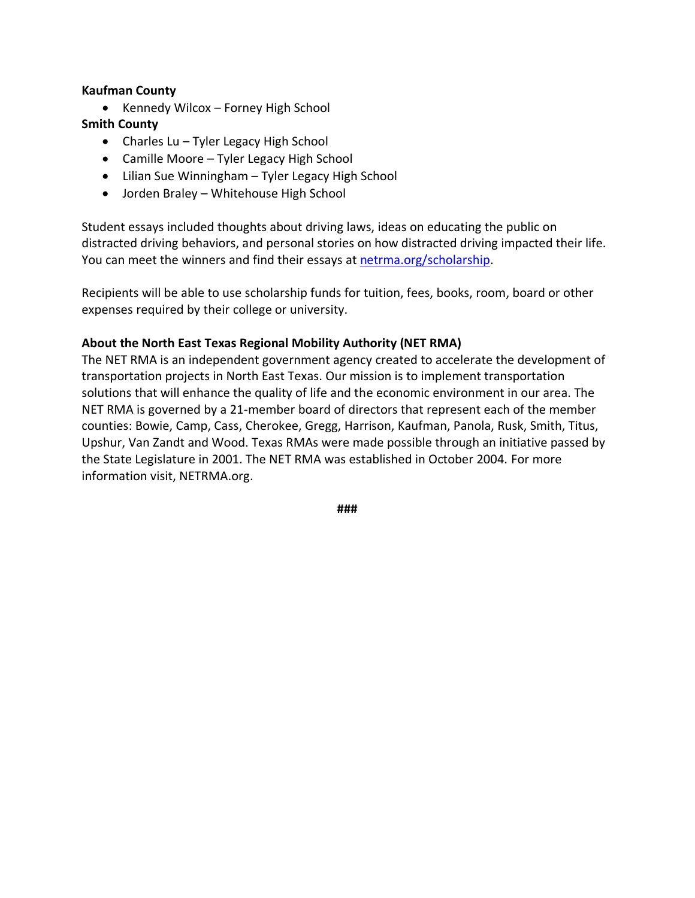**Kaufman County**

- Kennedy Wilcox – Forney High School

**Smith County**

- Charles Lu – Tyler Legacy High School
- Camille Moore – Tyler Legacy High School
- Lilian Sue Winningham – Tyler Legacy High School
- Jorden Braley – Whitehouse High School

Student essays included thoughts about driving laws, ideas on educating the public on distracted driving behaviors, and personal stories on how distracted driving impacted their life. You can meet the winners and find their essays at [netrma.org/scholarship](netrma.org/scholarship).

Recipients will be able to use scholarship funds for tuition, fees, books, room, board or other expenses required by their college or university.

**About the North East Texas Regional Mobility Authority (NET RMA)**

The NET RMA is an independent government agency created to accelerate the development of transportation projects in North East Texas. Our mission is to implement transportation solutions that will enhance the quality of life and the economic environment in our area. The NET RMA is governed by a 21-member board of directors that represent each of the member counties: Bowie, Camp, Cass, Cherokee, Gregg, Harrison, Kaufman, Panola, Rusk, Smith, Titus, Upshur, Van Zandt and Wood. Texas RMAs were made possible through an initiative passed by the State Legislature in 2001. The NET RMA was established in October 2004. For more information visit, NETRMA.org.

###